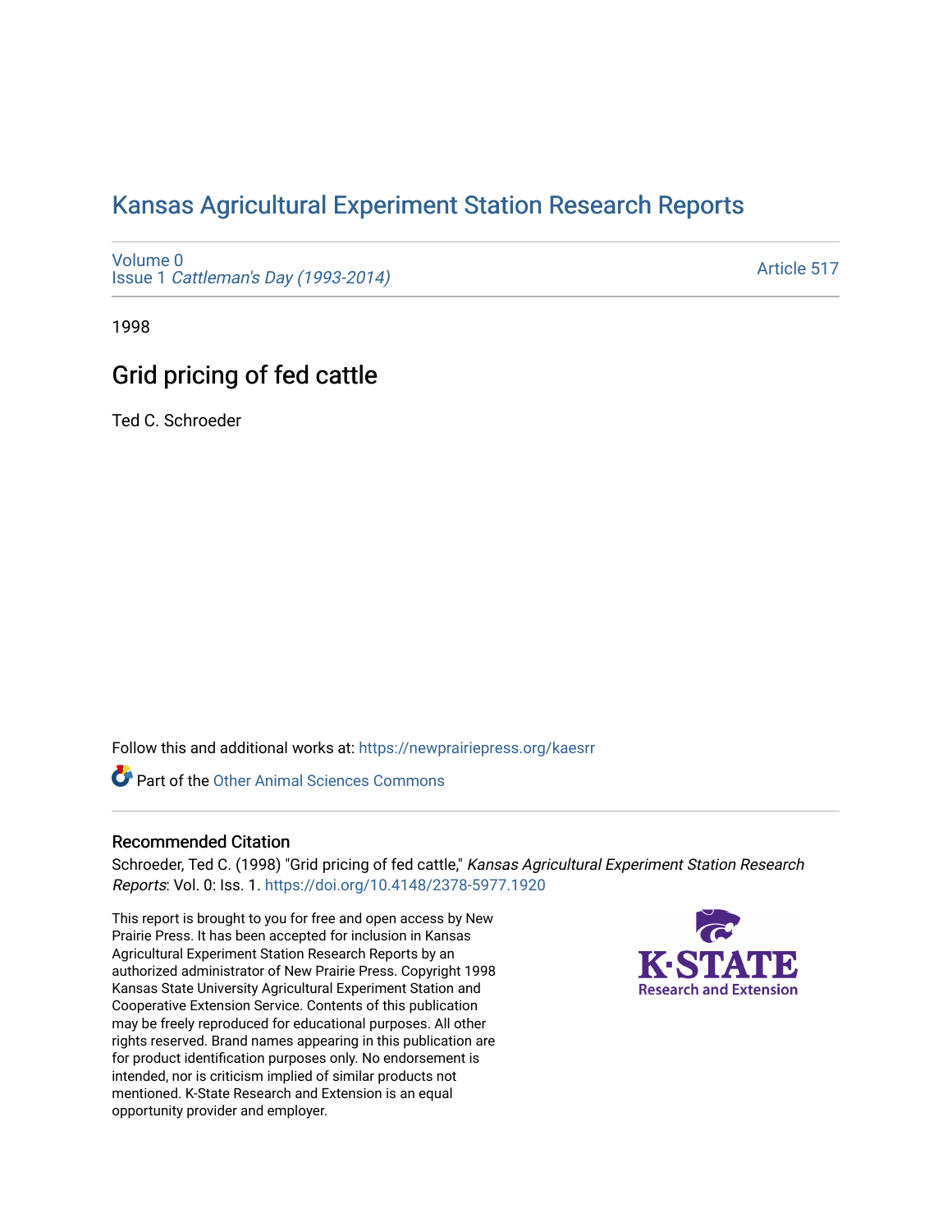# Kansas Agricultural Experiment Station Research Reports

Volume 0
Issue 1 *Cattleman's Day (1993-2014)*

Article 517

1998

## Grid pricing of fed cattle

Ted C. Schroeder

Follow this and additional works at: https://newprairiepress.org/kaesrr

Part of the Other Animal Sciences Commons

### Recommended Citation

Schroeder, Ted C. (1998) "Grid pricing of fed cattle," *Kansas Agricultural Experiment Station Research Reports*: Vol. 0: Iss. 1. https://doi.org/10.4148/2378-5977.1920

This report is brought to you for free and open access by New Prairie Press. It has been accepted for inclusion in Kansas Agricultural Experiment Station Research Reports by an authorized administrator of New Prairie Press. Copyright 1998 Kansas State University Agricultural Experiment Station and Cooperative Extension Service. Contents of this publication may be freely reproduced for educational purposes. All other rights reserved. Brand names appearing in this publication are for product identification purposes only. No endorsement is intended, nor is criticism implied of similar products not mentioned. K-State Research and Extension is an equal opportunity provider and employer.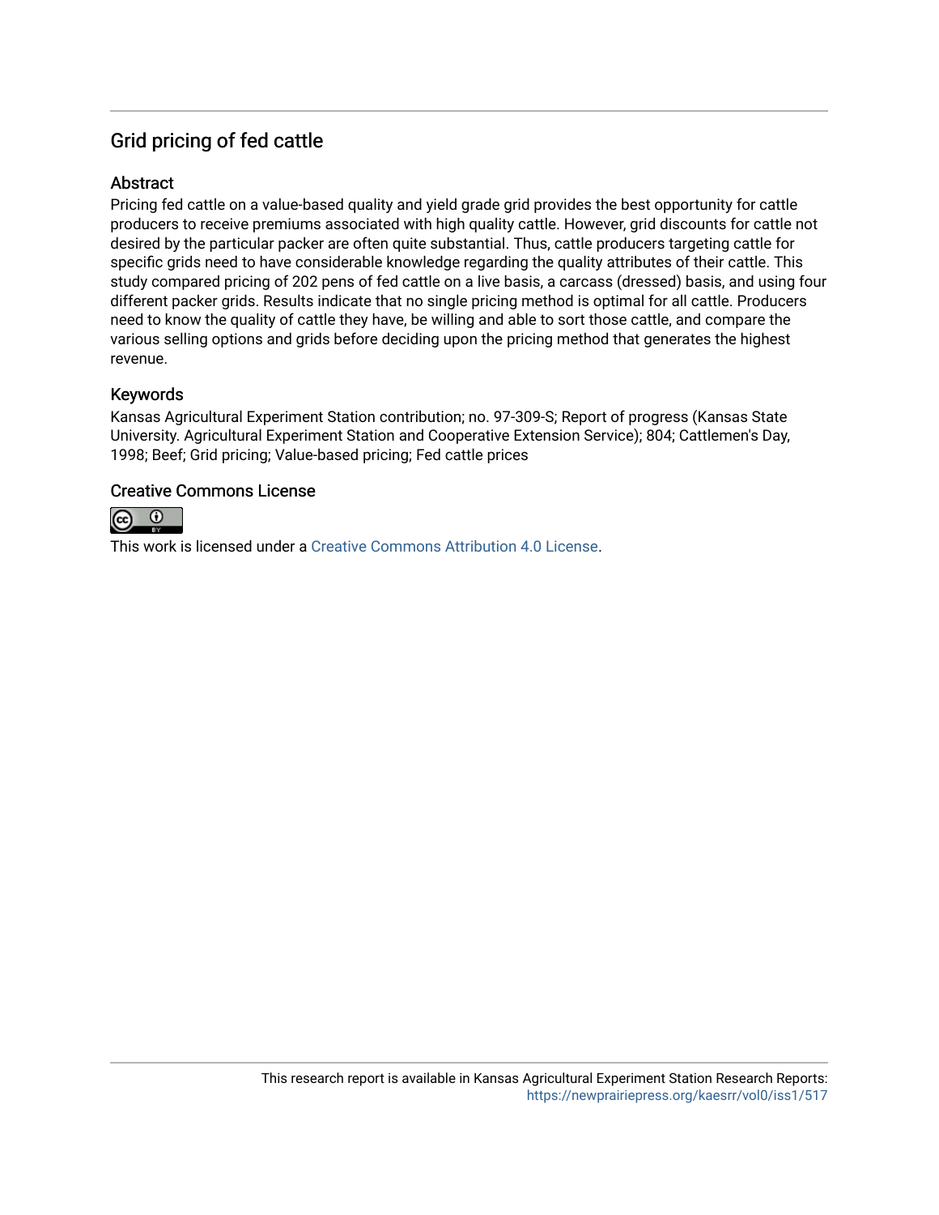## Grid pricing of fed cattle

### Abstract

Pricing fed cattle on a value-based quality and yield grade grid provides the best opportunity for cattle producers to receive premiums associated with high quality cattle. However, grid discounts for cattle not desired by the particular packer are often quite substantial. Thus, cattle producers targeting cattle for specific grids need to have considerable knowledge regarding the quality attributes of their cattle. This study compared pricing of 202 pens of fed cattle on a live basis, a carcass (dressed) basis, and using four different packer grids. Results indicate that no single pricing method is optimal for all cattle. Producers need to know the quality of cattle they have, be willing and able to sort those cattle, and compare the various selling options and grids before deciding upon the pricing method that generates the highest revenue.

### Keywords

Kansas Agricultural Experiment Station contribution; no. 97-309-S; Report of progress (Kansas State University. Agricultural Experiment Station and Cooperative Extension Service); 804; Cattlemen's Day, 1998; Beef; Grid pricing; Value-based pricing; Fed cattle prices

### Creative Commons License

This work is licensed under a Creative Commons Attribution 4.0 License.

This research report is available in Kansas Agricultural Experiment Station Research Reports: https://newprairiepress.org/kaesrr/vol0/iss1/517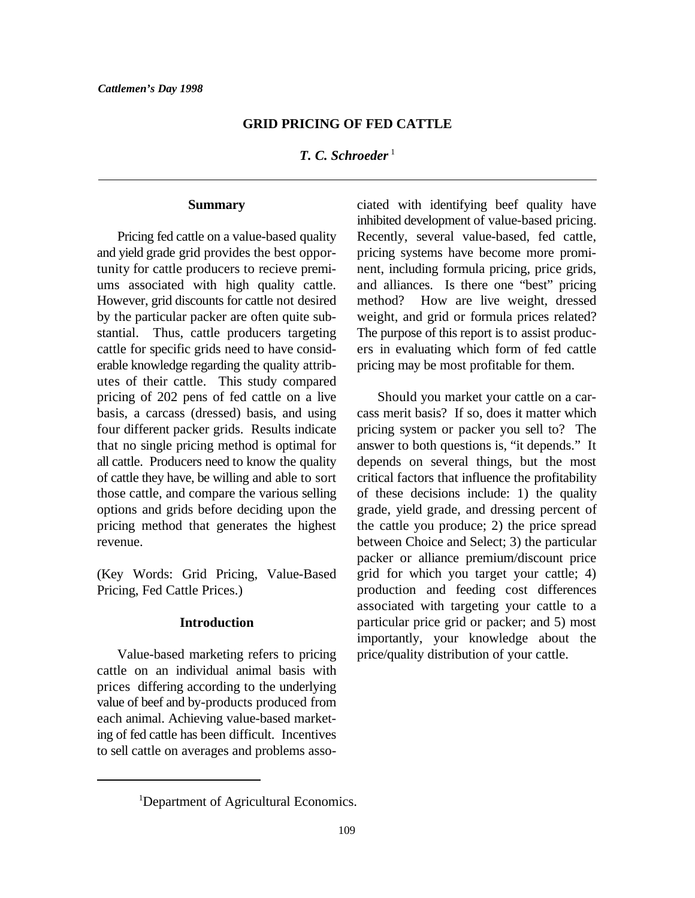*Cattlemen's Day 1998*

# GRID PRICING OF FED CATTLE

***T. C. Schroeder*** [1]

## Summary

Pricing fed cattle on a value-based quality and yield grade grid provides the best opportunity for cattle producers to recieve premiums associated with high quality cattle. However, grid discounts for cattle not desired by the particular packer are often quite substantial. Thus, cattle producers targeting cattle for specific grids need to have considerable knowledge regarding the quality attributes of their cattle. This study compared pricing of 202 pens of fed cattle on a live basis, a carcass (dressed) basis, and using four different packer grids. Results indicate that no single pricing method is optimal for all cattle. Producers need to know the quality of cattle they have, be willing and able to sort those cattle, and compare the various selling options and grids before deciding upon the pricing method that generates the highest revenue.

(Key Words: Grid Pricing, Value-Based Pricing, Fed Cattle Prices.)

## Introduction

Value-based marketing refers to pricing cattle on an individual animal basis with prices differing according to the underlying value of beef and by-products produced from each animal. Achieving value-based marketing of fed cattle has been difficult. Incentives to sell cattle on averages and problems associated with identifying beef quality have inhibited development of value-based pricing. Recently, several value-based, fed cattle, pricing systems have become more prominent, including formula pricing, price grids, and alliances. Is there one "best" pricing method? How are live weight, dressed weight, and grid or formula prices related? The purpose of this report is to assist producers in evaluating which form of fed cattle pricing may be most profitable for them.

Should you market your cattle on a carcass merit basis? If so, does it matter which pricing system or packer you sell to? The answer to both questions is, "it depends." It depends on several things, but the most critical factors that influence the profitability of these decisions include: 1) the quality grade, yield grade, and dressing percent of the cattle you produce; 2) the price spread between Choice and Select; 3) the particular packer or alliance premium/discount price grid for which you target your cattle; 4) production and feeding cost differences associated with targeting your cattle to a particular price grid or packer; and 5) most importantly, your knowledge about the price/quality distribution of your cattle.

[1] Department of Agricultural Economics.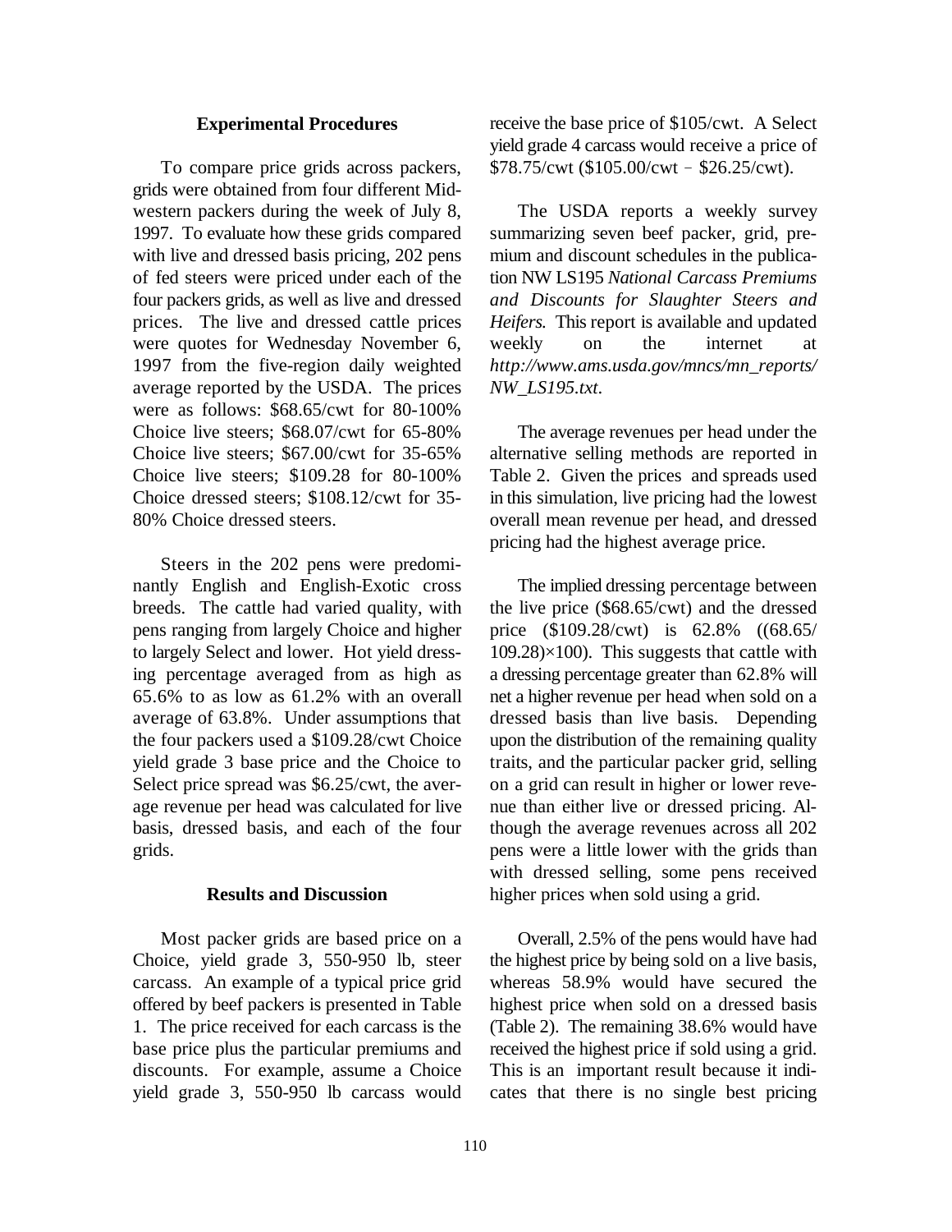### Experimental Procedures

To compare price grids across packers, grids were obtained from four different Midwestern packers during the week of July 8, 1997. To evaluate how these grids compared with live and dressed basis pricing, 202 pens of fed steers were priced under each of the four packers grids, as well as live and dressed prices. The live and dressed cattle prices were quotes for Wednesday November 6, 1997 from the five-region daily weighted average reported by the USDA. The prices were as follows: \$68.65/cwt for 80-100% Choice live steers; \$68.07/cwt for 65-80% Choice live steers; \$67.00/cwt for 35-65% Choice live steers; \$109.28 for 80-100% Choice dressed steers; \$108.12/cwt for 35-80% Choice dressed steers.

Steers in the 202 pens were predominantly English and English-Exotic cross breeds. The cattle had varied quality, with pens ranging from largely Choice and higher to largely Select and lower. Hot yield dressing percentage averaged from as high as 65.6% to as low as 61.2% with an overall average of 63.8%. Under assumptions that the four packers used a \$109.28/cwt Choice yield grade 3 base price and the Choice to Select price spread was \$6.25/cwt, the average revenue per head was calculated for live basis, dressed basis, and each of the four grids.

### Results and Discussion

Most packer grids are based price on a Choice, yield grade 3, 550-950 lb, steer carcass. An example of a typical price grid offered by beef packers is presented in Table 1. The price received for each carcass is the base price plus the particular premiums and discounts. For example, assume a Choice yield grade 3, 550-950 lb carcass would receive the base price of \$105/cwt. A Select yield grade 4 carcass would receive a price of \$78.75/cwt (\$105.00/cwt – \$26.25/cwt).

The USDA reports a weekly survey summarizing seven beef packer, grid, premium and discount schedules in the publication NW LS195 *National Carcass Premiums and Discounts for Slaughter Steers and Heifers.* This report is available and updated weekly on the internet at *http://www.ams.usda.gov/mncs/mn_reports/NW_LS195.txt*.

The average revenues per head under the alternative selling methods are reported in Table 2. Given the prices and spreads used in this simulation, live pricing had the lowest overall mean revenue per head, and dressed pricing had the highest average price.

The implied dressing percentage between the live price (\$68.65/cwt) and the dressed price (\$109.28/cwt) is 62.8% ((68.65/109.28)×100). This suggests that cattle with a dressing percentage greater than 62.8% will net a higher revenue per head when sold on a dressed basis than live basis. Depending upon the distribution of the remaining quality traits, and the particular packer grid, selling on a grid can result in higher or lower revenue than either live or dressed pricing. Although the average revenues across all 202 pens were a little lower with the grids than with dressed selling, some pens received higher prices when sold using a grid.

Overall, 2.5% of the pens would have had the highest price by being sold on a live basis, whereas 58.9% would have secured the highest price when sold on a dressed basis (Table 2). The remaining 38.6% would have received the highest price if sold using a grid. This is an important result because it indicates that there is no single best pricing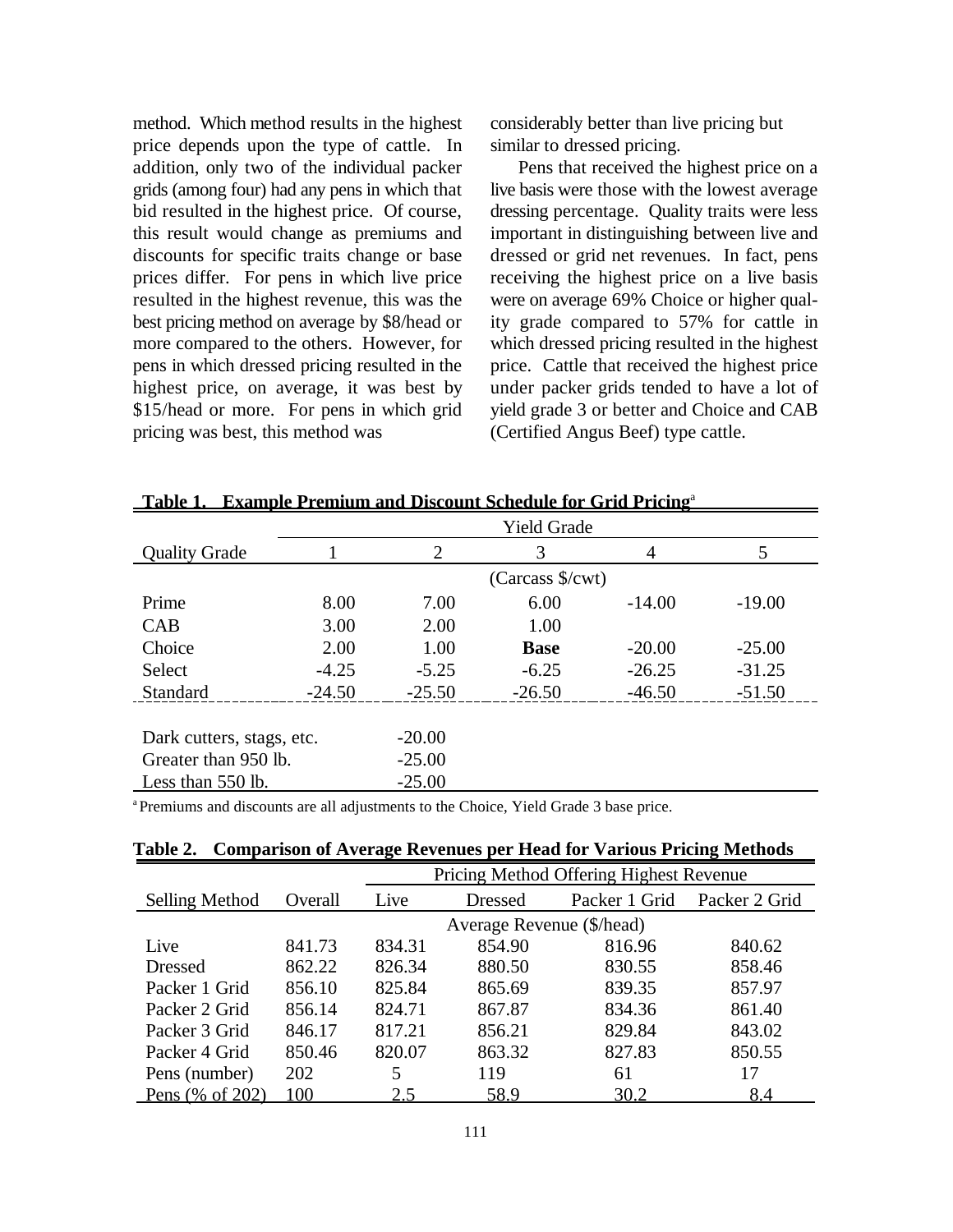method. Which method results in the highest price depends upon the type of cattle. In addition, only two of the individual packer grids (among four) had any pens in which that bid resulted in the highest price. Of course, this result would change as premiums and discounts for specific traits change or base prices differ. For pens in which live price resulted in the highest revenue, this was the best pricing method on average by $8/head or more compared to the others. However, for pens in which dressed pricing resulted in the highest price, on average, it was best by $15/head or more. For pens in which grid pricing was best, this method was considerably better than live pricing but similar to dressed pricing.

Pens that received the highest price on a live basis were those with the lowest average dressing percentage. Quality traits were less important in distinguishing between live and dressed or grid net revenues. In fact, pens receiving the highest price on a live basis were on average 69% Choice or higher quality grade compared to 57% for cattle in which dressed pricing resulted in the highest price. Cattle that received the highest price under packer grids tended to have a lot of yield grade 3 or better and Choice and CAB (Certified Angus Beef) type cattle.

**Table 1. Example Premium and Discount Schedule for Grid Pricing**[a]

| | Yield Grade | | | | |
|---|---|---|---|---|---|
| Quality Grade | 1 | 2 | 3 | 4 | 5 |
| | | | (Carcass $/cwt) | | |
| Prime | 8.00 | 7.00 | 6.00 | -14.00 | -19.00 |
| CAB | 3.00 | 2.00 | 1.00 | | |
| Choice | 2.00 | 1.00 | **Base** | -20.00 | -25.00 |
| Select | -4.25 | -5.25 | -6.25 | -26.25 | -31.25 |
| Standard | -24.50 | -25.50 | -26.50 | -46.50 | -51.50 |
| Dark cutters, stags, etc. | | -20.00 | | | |
| Greater than 950 lb. | | -25.00 | | | |
| Less than 550 lb. | | -25.00 | | | |

[a] Premiums and discounts are all adjustments to the Choice, Yield Grade 3 base price.

**Table 2. Comparison of Average Revenues per Head for Various Pricing Methods**

| | | Pricing Method Offering Highest Revenue | | | |
|---|---|---|---|---|---|
| Selling Method | Overall | Live | Dressed | Packer 1 Grid | Packer 2 Grid |
| | | Average Revenue ($/head) | | | |
| Live | 841.73 | 834.31 | 854.90 | 816.96 | 840.62 |
| Dressed | 862.22 | 826.34 | 880.50 | 830.55 | 858.46 |
| Packer 1 Grid | 856.10 | 825.84 | 865.69 | 839.35 | 857.97 |
| Packer 2 Grid | 856.14 | 824.71 | 867.87 | 834.36 | 861.40 |
| Packer 3 Grid | 846.17 | 817.21 | 856.21 | 829.84 | 843.02 |
| Packer 4 Grid | 850.46 | 820.07 | 863.32 | 827.83 | 850.55 |
| Pens (number) | 202 | 5 | 119 | 61 | 17 |
| Pens (% of 202) | 100 | 2.5 | 58.9 | 30.2 | 8.4 |